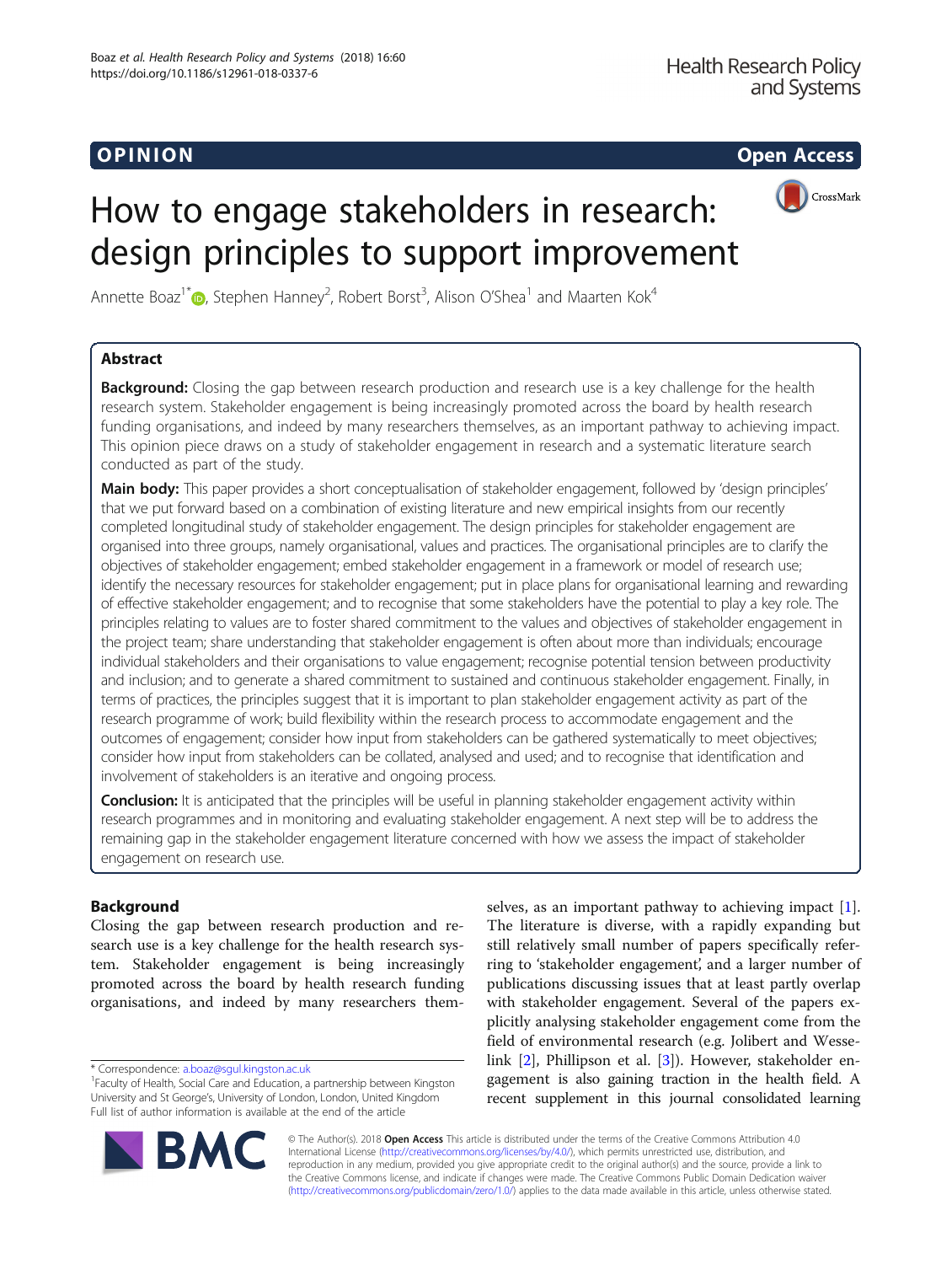OPINION

Open Access

# How to engage stakeholders in research: design principles to support improvement

Annette Boaz[1*], Stephen Hanney[2], Robert Borst[3], Alison O'Shea[1] and Maarten Kok[4]

## Abstract

**Background:** Closing the gap between research production and research use is a key challenge for the health research system. Stakeholder engagement is being increasingly promoted across the board by health research funding organisations, and indeed by many researchers themselves, as an important pathway to achieving impact. This opinion piece draws on a study of stakeholder engagement in research and a systematic literature search conducted as part of the study.

**Main body:** This paper provides a short conceptualisation of stakeholder engagement, followed by 'design principles' that we put forward based on a combination of existing literature and new empirical insights from our recently completed longitudinal study of stakeholder engagement. The design principles for stakeholder engagement are organised into three groups, namely organisational, values and practices. The organisational principles are to clarify the objectives of stakeholder engagement; embed stakeholder engagement in a framework or model of research use; identify the necessary resources for stakeholder engagement; put in place plans for organisational learning and rewarding of effective stakeholder engagement; and to recognise that some stakeholders have the potential to play a key role. The principles relating to values are to foster shared commitment to the values and objectives of stakeholder engagement in the project team; share understanding that stakeholder engagement is often about more than individuals; encourage individual stakeholders and their organisations to value engagement; recognise potential tension between productivity and inclusion; and to generate a shared commitment to sustained and continuous stakeholder engagement. Finally, in terms of practices, the principles suggest that it is important to plan stakeholder engagement activity as part of the research programme of work; build flexibility within the research process to accommodate engagement and the outcomes of engagement; consider how input from stakeholders can be gathered systematically to meet objectives; consider how input from stakeholders can be collated, analysed and used; and to recognise that identification and involvement of stakeholders is an iterative and ongoing process.

**Conclusion:** It is anticipated that the principles will be useful in planning stakeholder engagement activity within research programmes and in monitoring and evaluating stakeholder engagement. A next step will be to address the remaining gap in the stakeholder engagement literature concerned with how we assess the impact of stakeholder engagement on research use.

## Background

Closing the gap between research production and research use is a key challenge for the health research system. Stakeholder engagement is being increasingly promoted across the board by health research funding organisations, and indeed by many researchers themselves, as an important pathway to achieving impact [1]. The literature is diverse, with a rapidly expanding but still relatively small number of papers specifically referring to 'stakeholder engagement', and a larger number of publications discussing issues that at least partly overlap with stakeholder engagement. Several of the papers explicitly analysing stakeholder engagement come from the field of environmental research (e.g. Jolibert and Wesselink [2], Phillipson et al. [3]). However, stakeholder engagement is also gaining traction in the health field. A recent supplement in this journal consolidated learning

* Correspondence: a.boaz@sgul.kingston.ac.uk
[1]Faculty of Health, Social Care and Education, a partnership between Kingston University and St George's, University of London, London, United Kingdom
Full list of author information is available at the end of the article

© The Author(s). 2018 **Open Access** This article is distributed under the terms of the Creative Commons Attribution 4.0 International License (http://creativecommons.org/licenses/by/4.0/), which permits unrestricted use, distribution, and reproduction in any medium, provided you give appropriate credit to the original author(s) and the source, provide a link to the Creative Commons license, and indicate if changes were made. The Creative Commons Public Domain Dedication waiver (http://creativecommons.org/publicdomain/zero/1.0/) applies to the data made available in this article, unless otherwise stated.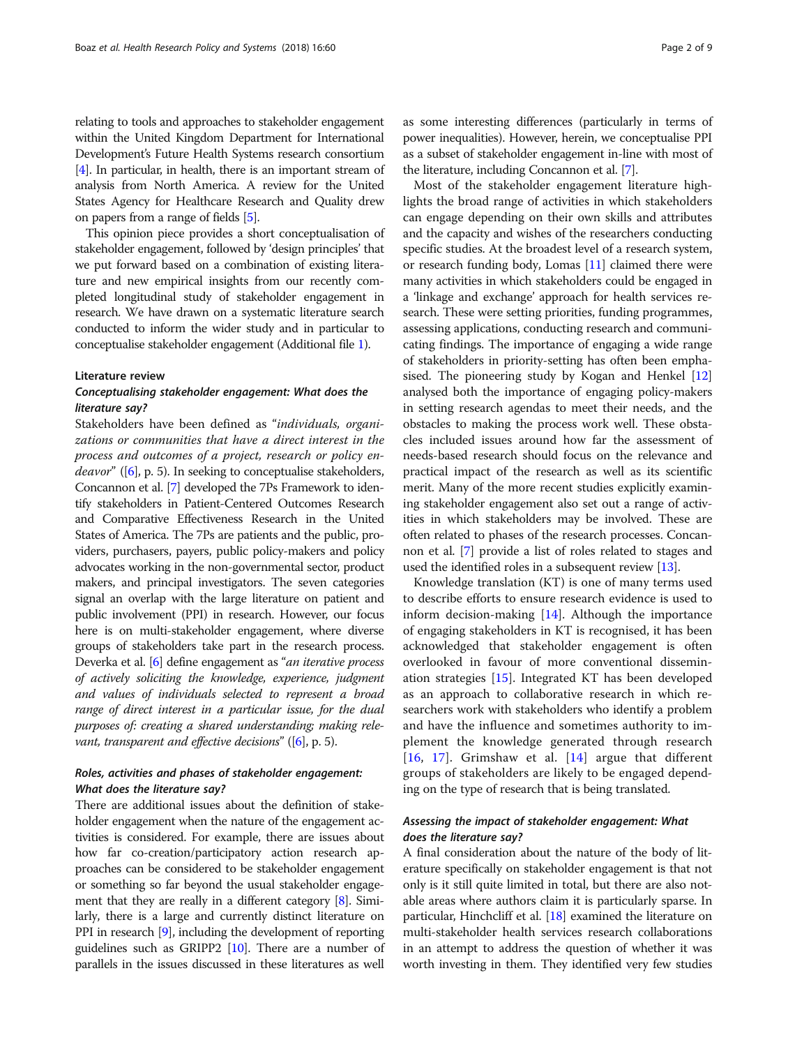relating to tools and approaches to stakeholder engagement within the United Kingdom Department for International Development's Future Health Systems research consortium [4]. In particular, in health, there is an important stream of analysis from North America. A review for the United States Agency for Healthcare Research and Quality drew on papers from a range of fields [5].

This opinion piece provides a short conceptualisation of stakeholder engagement, followed by 'design principles' that we put forward based on a combination of existing literature and new empirical insights from our recently completed longitudinal study of stakeholder engagement in research. We have drawn on a systematic literature search conducted to inform the wider study and in particular to conceptualise stakeholder engagement (Additional file 1).

## Literature review

### *Conceptualising stakeholder engagement: What does the literature say?*

Stakeholders have been defined as "*individuals, organizations or communities that have a direct interest in the process and outcomes of a project, research or policy endeavor*" ([6], p. 5). In seeking to conceptualise stakeholders, Concannon et al. [7] developed the 7Ps Framework to identify stakeholders in Patient-Centered Outcomes Research and Comparative Effectiveness Research in the United States of America. The 7Ps are patients and the public, providers, purchasers, payers, public policy-makers and policy advocates working in the non-governmental sector, product makers, and principal investigators. The seven categories signal an overlap with the large literature on patient and public involvement (PPI) in research. However, our focus here is on multi-stakeholder engagement, where diverse groups of stakeholders take part in the research process. Deverka et al. [6] define engagement as "*an iterative process of actively soliciting the knowledge, experience, judgment and values of individuals selected to represent a broad range of direct interest in a particular issue, for the dual purposes of: creating a shared understanding; making relevant, transparent and effective decisions*" ([6], p. 5).

### *Roles, activities and phases of stakeholder engagement: What does the literature say?*

There are additional issues about the definition of stakeholder engagement when the nature of the engagement activities is considered. For example, there are issues about how far co-creation/participatory action research approaches can be considered to be stakeholder engagement or something so far beyond the usual stakeholder engagement that they are really in a different category [8]. Similarly, there is a large and currently distinct literature on PPI in research [9], including the development of reporting guidelines such as GRIPP2 [10]. There are a number of parallels in the issues discussed in these literatures as well as some interesting differences (particularly in terms of power inequalities). However, herein, we conceptualise PPI as a subset of stakeholder engagement in-line with most of the literature, including Concannon et al. [7].

Most of the stakeholder engagement literature highlights the broad range of activities in which stakeholders can engage depending on their own skills and attributes and the capacity and wishes of the researchers conducting specific studies. At the broadest level of a research system, or research funding body, Lomas [11] claimed there were many activities in which stakeholders could be engaged in a 'linkage and exchange' approach for health services research. These were setting priorities, funding programmes, assessing applications, conducting research and communicating findings. The importance of engaging a wide range of stakeholders in priority-setting has often been emphasised. The pioneering study by Kogan and Henkel [12] analysed both the importance of engaging policy-makers in setting research agendas to meet their needs, and the obstacles to making the process work well. These obstacles included issues around how far the assessment of needs-based research should focus on the relevance and practical impact of the research as well as its scientific merit. Many of the more recent studies explicitly examining stakeholder engagement also set out a range of activities in which stakeholders may be involved. These are often related to phases of the research processes. Concannon et al. [7] provide a list of roles related to stages and used the identified roles in a subsequent review [13].

Knowledge translation (KT) is one of many terms used to describe efforts to ensure research evidence is used to inform decision-making [14]. Although the importance of engaging stakeholders in KT is recognised, it has been acknowledged that stakeholder engagement is often overlooked in favour of more conventional dissemination strategies [15]. Integrated KT has been developed as an approach to collaborative research in which researchers work with stakeholders who identify a problem and have the influence and sometimes authority to implement the knowledge generated through research [16, 17]. Grimshaw et al. [14] argue that different groups of stakeholders are likely to be engaged depending on the type of research that is being translated.

### *Assessing the impact of stakeholder engagement: What does the literature say?*

A final consideration about the nature of the body of literature specifically on stakeholder engagement is that not only is it still quite limited in total, but there are also notable areas where authors claim it is particularly sparse. In particular, Hinchcliff et al. [18] examined the literature on multi-stakeholder health services research collaborations in an attempt to address the question of whether it was worth investing in them. They identified very few studies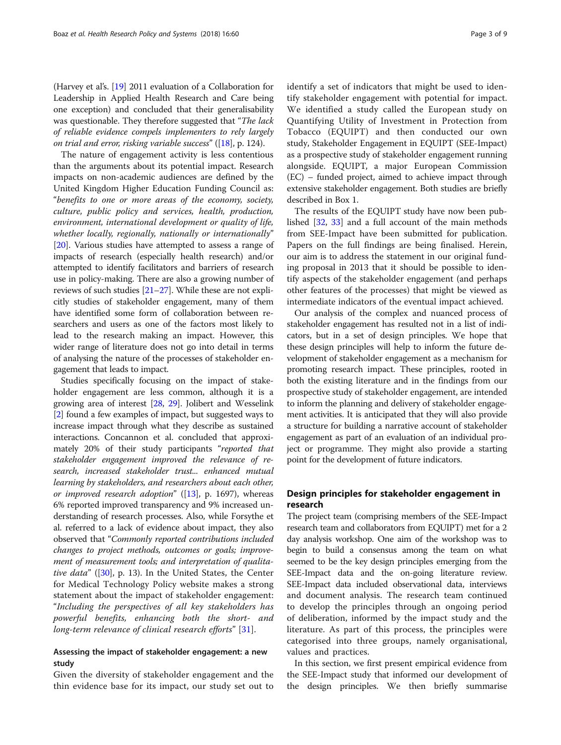(Harvey et al's. [19] 2011 evaluation of a Collaboration for Leadership in Applied Health Research and Care being one exception) and concluded that their generalisability was questionable. They therefore suggested that "*The lack of reliable evidence compels implementers to rely largely on trial and error, risking variable success*" ([18], p. 124).

The nature of engagement activity is less contentious than the arguments about its potential impact. Research impacts on non-academic audiences are defined by the United Kingdom Higher Education Funding Council as: "*benefits to one or more areas of the economy, society, culture, public policy and services, health, production, environment, international development or quality of life, whether locally, regionally, nationally or internationally*" [20]. Various studies have attempted to assess a range of impacts of research (especially health research) and/or attempted to identify facilitators and barriers of research use in policy-making. There are also a growing number of reviews of such studies [21–27]. While these are not explicitly studies of stakeholder engagement, many of them have identified some form of collaboration between researchers and users as one of the factors most likely to lead to the research making an impact. However, this wider range of literature does not go into detail in terms of analysing the nature of the processes of stakeholder engagement that leads to impact.

Studies specifically focusing on the impact of stakeholder engagement are less common, although it is a growing area of interest [28, 29]. Jolibert and Wesselink [2] found a few examples of impact, but suggested ways to increase impact through what they describe as sustained interactions. Concannon et al. concluded that approximately 20% of their study participants "*reported that stakeholder engagement improved the relevance of research, increased stakeholder trust... enhanced mutual learning by stakeholders, and researchers about each other, or improved research adoption*" ([13], p. 1697), whereas 6% reported improved transparency and 9% increased understanding of research processes. Also, while Forsythe et al. referred to a lack of evidence about impact, they also observed that "*Commonly reported contributions included changes to project methods, outcomes or goals; improvement of measurement tools; and interpretation of qualitative data*" ([30], p. 13). In the United States, the Center for Medical Technology Policy website makes a strong statement about the impact of stakeholder engagement: "*Including the perspectives of all key stakeholders has powerful benefits, enhancing both the short- and long-term relevance of clinical research efforts*" [31].

### Assessing the impact of stakeholder engagement: a new study

Given the diversity of stakeholder engagement and the thin evidence base for its impact, our study set out to identify a set of indicators that might be used to identify stakeholder engagement with potential for impact. We identified a study called the European study on Quantifying Utility of Investment in Protection from Tobacco (EQUIPT) and then conducted our own study, Stakeholder Engagement in EQUIPT (SEE-Impact) as a prospective study of stakeholder engagement running alongside. EQUIPT, a major European Commission (EC) – funded project, aimed to achieve impact through extensive stakeholder engagement. Both studies are briefly described in Box 1.

The results of the EQUIPT study have now been published [32, 33] and a full account of the main methods from SEE-Impact have been submitted for publication. Papers on the full findings are being finalised. Herein, our aim is to address the statement in our original funding proposal in 2013 that it should be possible to identify aspects of the stakeholder engagement (and perhaps other features of the processes) that might be viewed as intermediate indicators of the eventual impact achieved.

Our analysis of the complex and nuanced process of stakeholder engagement has resulted not in a list of indicators, but in a set of design principles. We hope that these design principles will help to inform the future development of stakeholder engagement as a mechanism for promoting research impact. These principles, rooted in both the existing literature and in the findings from our prospective study of stakeholder engagement, are intended to inform the planning and delivery of stakeholder engagement activities. It is anticipated that they will also provide a structure for building a narrative account of stakeholder engagement as part of an evaluation of an individual project or programme. They might also provide a starting point for the development of future indicators.

## Design principles for stakeholder engagement in research

The project team (comprising members of the SEE-Impact research team and collaborators from EQUIPT) met for a 2 day analysis workshop. One aim of the workshop was to begin to build a consensus among the team on what seemed to be the key design principles emerging from the SEE-Impact data and the on-going literature review. SEE-Impact data included observational data, interviews and document analysis. The research team continued to develop the principles through an ongoing period of deliberation, informed by the impact study and the literature. As part of this process, the principles were categorised into three groups, namely organisational, values and practices.

In this section, we first present empirical evidence from the SEE-Impact study that informed our development of the design principles. We then briefly summarise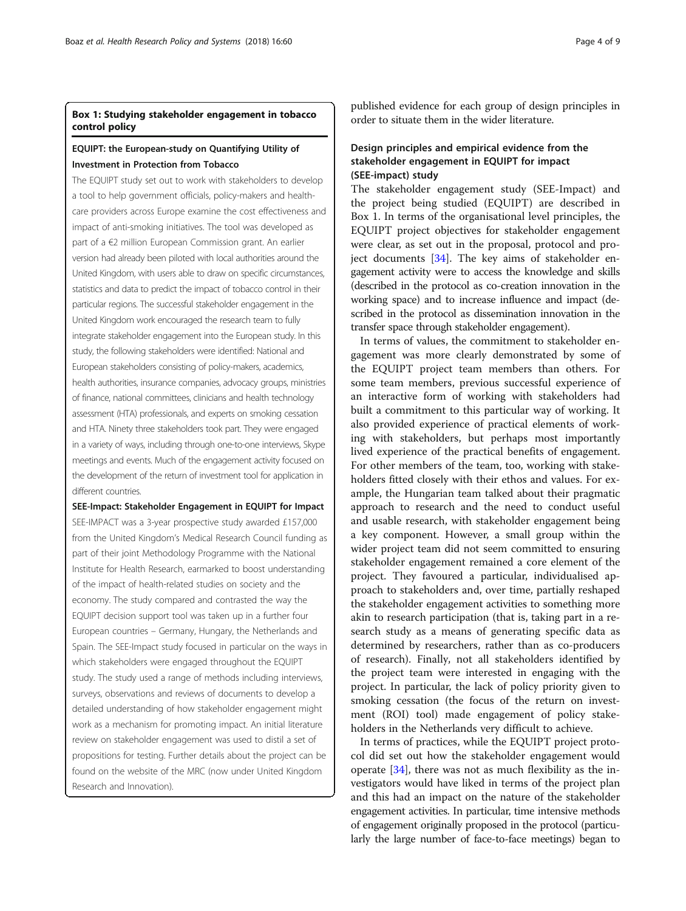## Box 1: Studying stakeholder engagement in tobacco control policy

### EQUIPT: the European-study on Quantifying Utility of Investment in Protection from Tobacco

The EQUIPT study set out to work with stakeholders to develop a tool to help government officials, policy-makers and health-care providers across Europe examine the cost effectiveness and impact of anti-smoking initiatives. The tool was developed as part of a €2 million European Commission grant. An earlier version had already been piloted with local authorities around the United Kingdom, with users able to draw on specific circumstances, statistics and data to predict the impact of tobacco control in their particular regions. The successful stakeholder engagement in the United Kingdom work encouraged the research team to fully integrate stakeholder engagement into the European study. In this study, the following stakeholders were identified: National and European stakeholders consisting of policy-makers, academics, health authorities, insurance companies, advocacy groups, ministries of finance, national committees, clinicians and health technology assessment (HTA) professionals, and experts on smoking cessation and HTA. Ninety three stakeholders took part. They were engaged in a variety of ways, including through one-to-one interviews, Skype meetings and events. Much of the engagement activity focused on the development of the return of investment tool for application in different countries.

### SEE-Impact: Stakeholder Engagement in EQUIPT for Impact

SEE-IMPACT was a 3-year prospective study awarded £157,000 from the United Kingdom's Medical Research Council funding as part of their joint Methodology Programme with the National Institute for Health Research, earmarked to boost understanding of the impact of health-related studies on society and the economy. The study compared and contrasted the way the EQUIPT decision support tool was taken up in a further four European countries – Germany, Hungary, the Netherlands and Spain. The SEE-Impact study focused in particular on the ways in which stakeholders were engaged throughout the EQUIPT study. The study used a range of methods including interviews, surveys, observations and reviews of documents to develop a detailed understanding of how stakeholder engagement might work as a mechanism for promoting impact. An initial literature review on stakeholder engagement was used to distil a set of propositions for testing. Further details about the project can be found on the website of the MRC (now under United Kingdom Research and Innovation).

published evidence for each group of design principles in order to situate them in the wider literature.

## Design principles and empirical evidence from the stakeholder engagement in EQUIPT for impact (SEE-impact) study

The stakeholder engagement study (SEE-Impact) and the project being studied (EQUIPT) are described in Box 1. In terms of the organisational level principles, the EQUIPT project objectives for stakeholder engagement were clear, as set out in the proposal, protocol and project documents [34]. The key aims of stakeholder engagement activity were to access the knowledge and skills (described in the protocol as co-creation innovation in the working space) and to increase influence and impact (described in the protocol as dissemination innovation in the transfer space through stakeholder engagement).

In terms of values, the commitment to stakeholder engagement was more clearly demonstrated by some of the EQUIPT project team members than others. For some team members, previous successful experience of an interactive form of working with stakeholders had built a commitment to this particular way of working. It also provided experience of practical elements of working with stakeholders, but perhaps most importantly lived experience of the practical benefits of engagement. For other members of the team, too, working with stakeholders fitted closely with their ethos and values. For example, the Hungarian team talked about their pragmatic approach to research and the need to conduct useful and usable research, with stakeholder engagement being a key component. However, a small group within the wider project team did not seem committed to ensuring stakeholder engagement remained a core element of the project. They favoured a particular, individualised approach to stakeholders and, over time, partially reshaped the stakeholder engagement activities to something more akin to research participation (that is, taking part in a research study as a means of generating specific data as determined by researchers, rather than as co-producers of research). Finally, not all stakeholders identified by the project team were interested in engaging with the project. In particular, the lack of policy priority given to smoking cessation (the focus of the return on investment (ROI) tool) made engagement of policy stakeholders in the Netherlands very difficult to achieve.

In terms of practices, while the EQUIPT project protocol did set out how the stakeholder engagement would operate [34], there was not as much flexibility as the investigators would have liked in terms of the project plan and this had an impact on the nature of the stakeholder engagement activities. In particular, time intensive methods of engagement originally proposed in the protocol (particularly the large number of face-to-face meetings) began to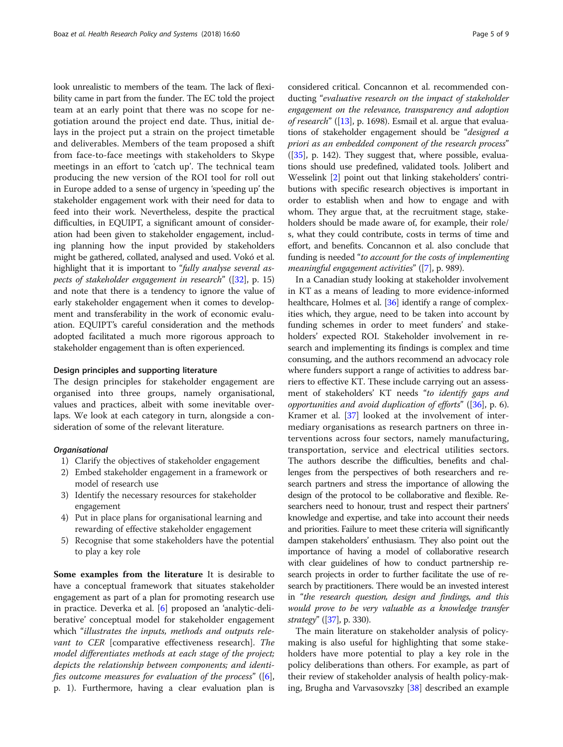look unrealistic to members of the team. The lack of flexibility came in part from the funder. The EC told the project team at an early point that there was no scope for negotiation around the project end date. Thus, initial delays in the project put a strain on the project timetable and deliverables. Members of the team proposed a shift from face-to-face meetings with stakeholders to Skype meetings in an effort to 'catch up'. The technical team producing the new version of the ROI tool for roll out in Europe added to a sense of urgency in 'speeding up' the stakeholder engagement work with their need for data to feed into their work. Nevertheless, despite the practical difficulties, in EQUIPT, a significant amount of consideration had been given to stakeholder engagement, including planning how the input provided by stakeholders might be gathered, collated, analysed and used. Vokó et al. highlight that it is important to "*fully analyse several aspects of stakeholder engagement in research*" ([32], p. 15) and note that there is a tendency to ignore the value of early stakeholder engagement when it comes to development and transferability in the work of economic evaluation. EQUIPT's careful consideration and the methods adopted facilitated a much more rigorous approach to stakeholder engagement than is often experienced.

### Design principles and supporting literature

The design principles for stakeholder engagement are organised into three groups, namely organisational, values and practices, albeit with some inevitable overlaps. We look at each category in turn, alongside a consideration of some of the relevant literature.

#### *Organisational*

1) Clarify the objectives of stakeholder engagement
2) Embed stakeholder engagement in a framework or model of research use
3) Identify the necessary resources for stakeholder engagement
4) Put in place plans for organisational learning and rewarding of effective stakeholder engagement
5) Recognise that some stakeholders have the potential to play a key role

**Some examples from the literature** It is desirable to have a conceptual framework that situates stakeholder engagement as part of a plan for promoting research use in practice. Deverka et al. [6] proposed an 'analytic-deliberative' conceptual model for stakeholder engagement which "*illustrates the inputs, methods and outputs relevant to CER* [comparative effectiveness research]. *The model differentiates methods at each stage of the project; depicts the relationship between components; and identifies outcome measures for evaluation of the process*" ([6], p. 1). Furthermore, having a clear evaluation plan is considered critical. Concannon et al. recommended conducting "*evaluative research on the impact of stakeholder engagement on the relevance, transparency and adoption of research*" ([13], p. 1698). Esmail et al. argue that evaluations of stakeholder engagement should be "*designed a priori as an embedded component of the research process*" ([35], p. 142). They suggest that, where possible, evaluations should use predefined, validated tools. Jolibert and Wesselink [2] point out that linking stakeholders' contributions with specific research objectives is important in order to establish when and how to engage and with whom. They argue that, at the recruitment stage, stakeholders should be made aware of, for example, their role/s, what they could contribute, costs in terms of time and effort, and benefits. Concannon et al. also conclude that funding is needed "*to account for the costs of implementing meaningful engagement activities*" ([7], p. 989).

In a Canadian study looking at stakeholder involvement in KT as a means of leading to more evidence-informed healthcare, Holmes et al. [36] identify a range of complexities which, they argue, need to be taken into account by funding schemes in order to meet funders' and stakeholders' expected ROI. Stakeholder involvement in research and implementing its findings is complex and time consuming, and the authors recommend an advocacy role where funders support a range of activities to address barriers to effective KT. These include carrying out an assessment of stakeholders' KT needs "*to identify gaps and opportunities and avoid duplication of efforts*" ([36], p. 6). Kramer et al. [37] looked at the involvement of intermediary organisations as research partners on three interventions across four sectors, namely manufacturing, transportation, service and electrical utilities sectors. The authors describe the difficulties, benefits and challenges from the perspectives of both researchers and research partners and stress the importance of allowing the design of the protocol to be collaborative and flexible. Researchers need to honour, trust and respect their partners' knowledge and expertise, and take into account their needs and priorities. Failure to meet these criteria will significantly dampen stakeholders' enthusiasm. They also point out the importance of having a model of collaborative research with clear guidelines of how to conduct partnership research projects in order to further facilitate the use of research by practitioners. There would be an invested interest in "*the research question, design and findings, and this would prove to be very valuable as a knowledge transfer strategy*" ([37], p. 330).

The main literature on stakeholder analysis of policy-making is also useful for highlighting that some stakeholders have more potential to play a key role in the policy deliberations than others. For example, as part of their review of stakeholder analysis of health policy-making, Brugha and Varvasovszky [38] described an example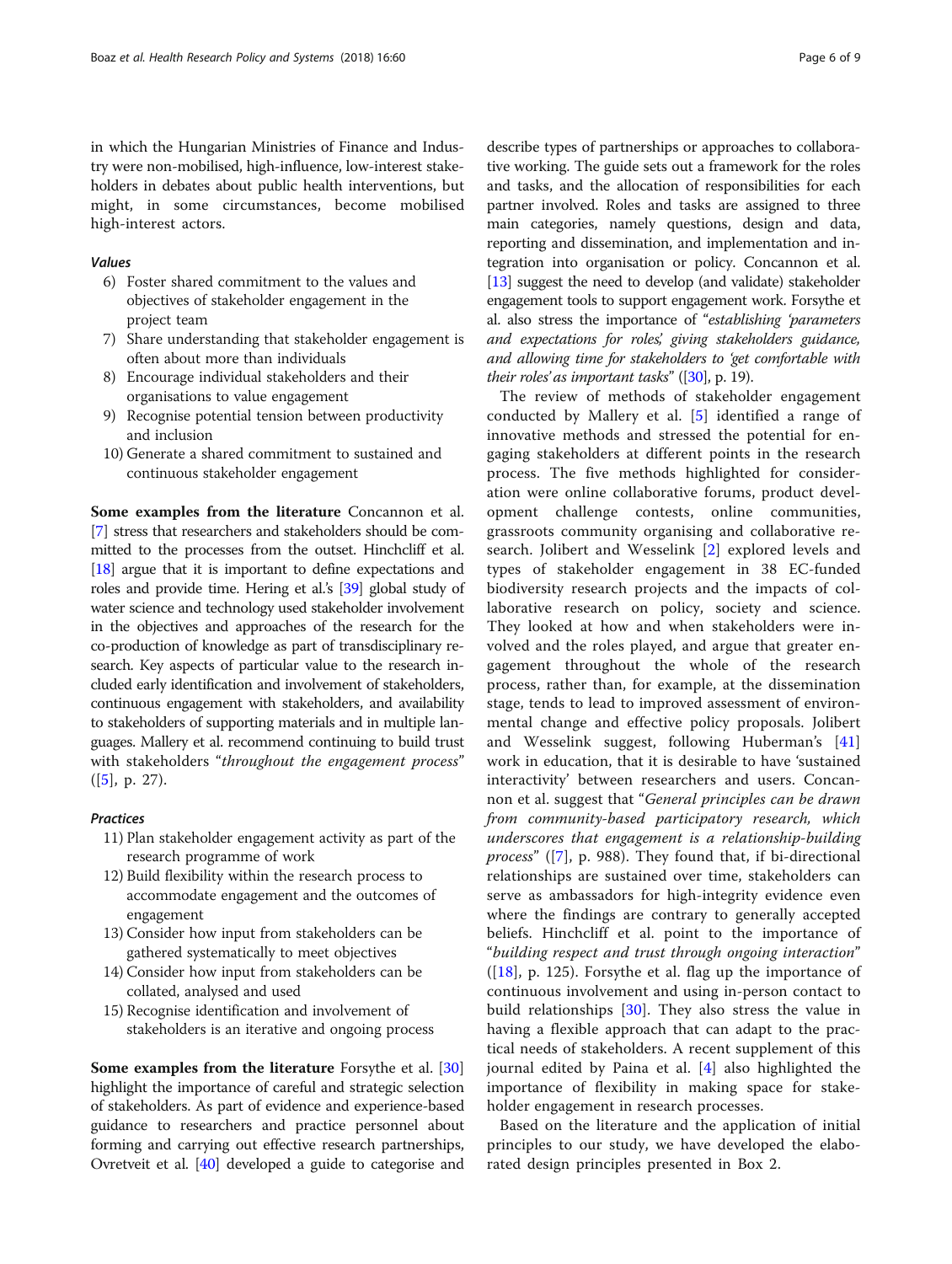in which the Hungarian Ministries of Finance and Industry were non-mobilised, high-influence, low-interest stakeholders in debates about public health interventions, but might, in some circumstances, become mobilised high-interest actors.

#### *Values*

6) Foster shared commitment to the values and objectives of stakeholder engagement in the project team
7) Share understanding that stakeholder engagement is often about more than individuals
8) Encourage individual stakeholders and their organisations to value engagement
9) Recognise potential tension between productivity and inclusion
10) Generate a shared commitment to sustained and continuous stakeholder engagement

**Some examples from the literature** Concannon et al. [7] stress that researchers and stakeholders should be committed to the processes from the outset. Hinchcliff et al. [18] argue that it is important to define expectations and roles and provide time. Hering et al.'s [39] global study of water science and technology used stakeholder involvement in the objectives and approaches of the research for the co-production of knowledge as part of transdisciplinary research. Key aspects of particular value to the research included early identification and involvement of stakeholders, continuous engagement with stakeholders, and availability to stakeholders of supporting materials and in multiple languages. Mallery et al. recommend continuing to build trust with stakeholders "*throughout the engagement process*" ([5], p. 27).

#### *Practices*

11) Plan stakeholder engagement activity as part of the research programme of work
12) Build flexibility within the research process to accommodate engagement and the outcomes of engagement
13) Consider how input from stakeholders can be gathered systematically to meet objectives
14) Consider how input from stakeholders can be collated, analysed and used
15) Recognise identification and involvement of stakeholders is an iterative and ongoing process

**Some examples from the literature** Forsythe et al. [30] highlight the importance of careful and strategic selection of stakeholders. As part of evidence and experience-based guidance to researchers and practice personnel about forming and carrying out effective research partnerships, Ovretveit et al. [40] developed a guide to categorise and describe types of partnerships or approaches to collaborative working. The guide sets out a framework for the roles and tasks, and the allocation of responsibilities for each partner involved. Roles and tasks are assigned to three main categories, namely questions, design and data, reporting and dissemination, and implementation and integration into organisation or policy. Concannon et al. [13] suggest the need to develop (and validate) stakeholder engagement tools to support engagement work. Forsythe et al. also stress the importance of "*establishing 'parameters and expectations for roles,' giving stakeholders guidance, and allowing time for stakeholders to 'get comfortable with their roles' as important tasks*" ([30], p. 19).

The review of methods of stakeholder engagement conducted by Mallery et al. [5] identified a range of innovative methods and stressed the potential for engaging stakeholders at different points in the research process. The five methods highlighted for consideration were online collaborative forums, product development challenge contests, online communities, grassroots community organising and collaborative research. Jolibert and Wesselink [2] explored levels and types of stakeholder engagement in 38 EC-funded biodiversity research projects and the impacts of collaborative research on policy, society and science. They looked at how and when stakeholders were involved and the roles played, and argue that greater engagement throughout the whole of the research process, rather than, for example, at the dissemination stage, tends to lead to improved assessment of environmental change and effective policy proposals. Jolibert and Wesselink suggest, following Huberman's [41] work in education, that it is desirable to have 'sustained interactivity' between researchers and users. Concannon et al. suggest that "*General principles can be drawn from community-based participatory research, which underscores that engagement is a relationship-building process*" ([7], p. 988). They found that, if bi-directional relationships are sustained over time, stakeholders can serve as ambassadors for high-integrity evidence even where the findings are contrary to generally accepted beliefs. Hinchcliff et al. point to the importance of "*building respect and trust through ongoing interaction*" ([18], p. 125). Forsythe et al. flag up the importance of continuous involvement and using in-person contact to build relationships [30]. They also stress the value in having a flexible approach that can adapt to the practical needs of stakeholders. A recent supplement of this journal edited by Paina et al. [4] also highlighted the importance of flexibility in making space for stakeholder engagement in research processes.

Based on the literature and the application of initial principles to our study, we have developed the elaborated design principles presented in Box 2.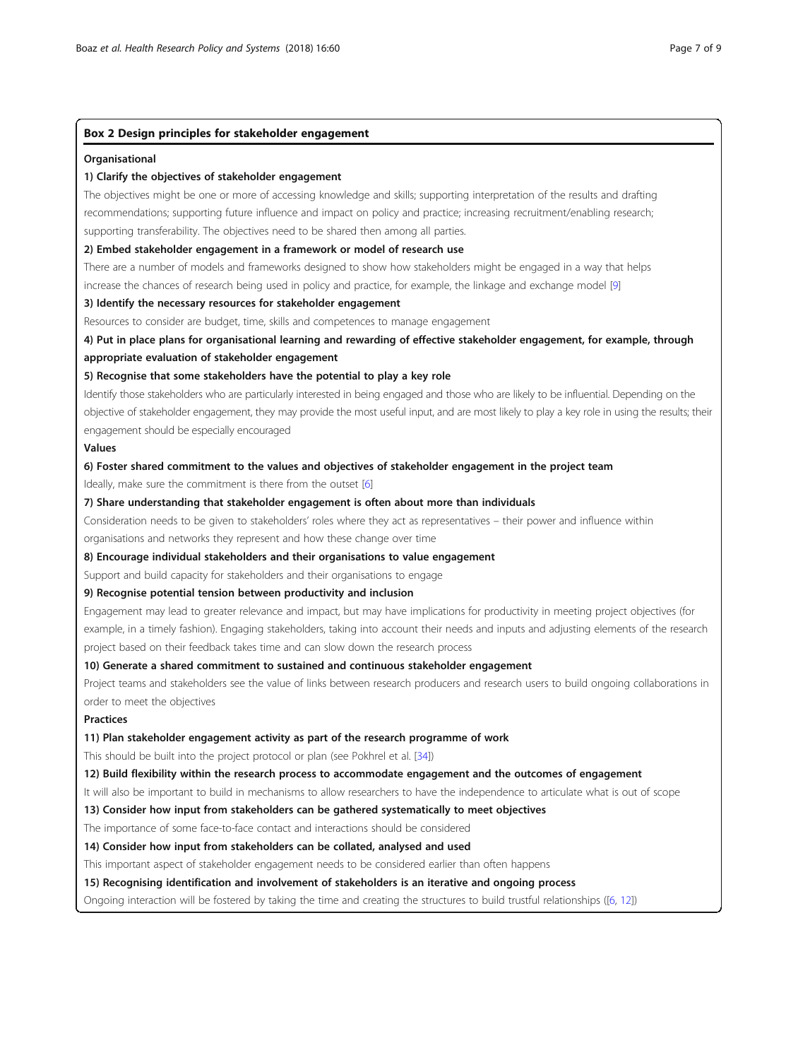## Box 2 Design principles for stakeholder engagement

**Organisational**

**1) Clarify the objectives of stakeholder engagement**

The objectives might be one or more of accessing knowledge and skills; supporting interpretation of the results and drafting recommendations; supporting future influence and impact on policy and practice; increasing recruitment/enabling research; supporting transferability. The objectives need to be shared then among all parties.

**2) Embed stakeholder engagement in a framework or model of research use**

There are a number of models and frameworks designed to show how stakeholders might be engaged in a way that helps increase the chances of research being used in policy and practice, for example, the linkage and exchange model [9]

**3) Identify the necessary resources for stakeholder engagement**

Resources to consider are budget, time, skills and competences to manage engagement

**4) Put in place plans for organisational learning and rewarding of effective stakeholder engagement, for example, through appropriate evaluation of stakeholder engagement**

**5) Recognise that some stakeholders have the potential to play a key role**

Identify those stakeholders who are particularly interested in being engaged and those who are likely to be influential. Depending on the objective of stakeholder engagement, they may provide the most useful input, and are most likely to play a key role in using the results; their engagement should be especially encouraged

**Values**

**6) Foster shared commitment to the values and objectives of stakeholder engagement in the project team**

Ideally, make sure the commitment is there from the outset [6]

**7) Share understanding that stakeholder engagement is often about more than individuals**

Consideration needs to be given to stakeholders' roles where they act as representatives – their power and influence within organisations and networks they represent and how these change over time

**8) Encourage individual stakeholders and their organisations to value engagement**

Support and build capacity for stakeholders and their organisations to engage

**9) Recognise potential tension between productivity and inclusion**

Engagement may lead to greater relevance and impact, but may have implications for productivity in meeting project objectives (for example, in a timely fashion). Engaging stakeholders, taking into account their needs and inputs and adjusting elements of the research project based on their feedback takes time and can slow down the research process

**10) Generate a shared commitment to sustained and continuous stakeholder engagement**

Project teams and stakeholders see the value of links between research producers and research users to build ongoing collaborations in order to meet the objectives

**Practices**

**11) Plan stakeholder engagement activity as part of the research programme of work**

This should be built into the project protocol or plan (see Pokhrel et al. [34])

**12) Build flexibility within the research process to accommodate engagement and the outcomes of engagement**

It will also be important to build in mechanisms to allow researchers to have the independence to articulate what is out of scope

**13) Consider how input from stakeholders can be gathered systematically to meet objectives**

The importance of some face-to-face contact and interactions should be considered

**14) Consider how input from stakeholders can be collated, analysed and used**

This important aspect of stakeholder engagement needs to be considered earlier than often happens

**15) Recognising identification and involvement of stakeholders is an iterative and ongoing process**

Ongoing interaction will be fostered by taking the time and creating the structures to build trustful relationships ([6, 12])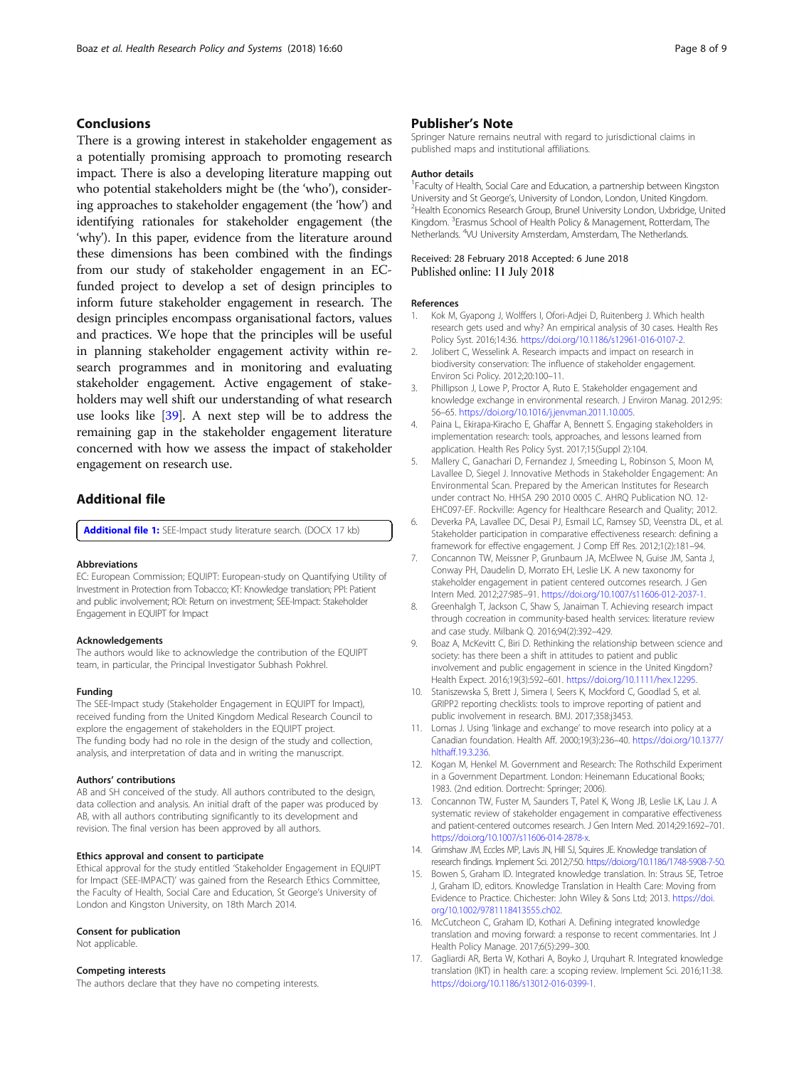## Conclusions

There is a growing interest in stakeholder engagement as a potentially promising approach to promoting research impact. There is also a developing literature mapping out who potential stakeholders might be (the 'who'), considering approaches to stakeholder engagement (the 'how') and identifying rationales for stakeholder engagement (the 'why'). In this paper, evidence from the literature around these dimensions has been combined with the findings from our study of stakeholder engagement in an EC-funded project to develop a set of design principles to inform future stakeholder engagement in research. The design principles encompass organisational factors, values and practices. We hope that the principles will be useful in planning stakeholder engagement activity within research programmes and in monitoring and evaluating stakeholder engagement. Active engagement of stakeholders may well shift our understanding of what research use looks like [39]. A next step will be to address the remaining gap in the stakeholder engagement literature concerned with how we assess the impact of stakeholder engagement on research use.

## Additional file

**Additional file 1:** SEE-Impact study literature search. (DOCX 17 kb)

#### Abbreviations

EC: European Commission; EQUIPT: European-study on Quantifying Utility of Investment in Protection from Tobacco; KT: Knowledge translation; PPI: Patient and public involvement; ROI: Return on investment; SEE-Impact: Stakeholder Engagement in EQUIPT for Impact

#### Acknowledgements

The authors would like to acknowledge the contribution of the EQUIPT team, in particular, the Principal Investigator Subhash Pokhrel.

#### Funding

The SEE-Impact study (Stakeholder Engagement in EQUIPT for Impact), received funding from the United Kingdom Medical Research Council to explore the engagement of stakeholders in the EQUIPT project.
The funding body had no role in the design of the study and collection, analysis, and interpretation of data and in writing the manuscript.

#### Authors' contributions

AB and SH conceived of the study. All authors contributed to the design, data collection and analysis. An initial draft of the paper was produced by AB, with all authors contributing significantly to its development and revision. The final version has been approved by all authors.

#### Ethics approval and consent to participate

Ethical approval for the study entitled 'Stakeholder Engagement in EQUIPT for Impact (SEE-IMPACT)' was gained from the Research Ethics Committee, the Faculty of Health, Social Care and Education, St George's University of London and Kingston University, on 18th March 2014.

#### Consent for publication

Not applicable.

#### Competing interests

The authors declare that they have no competing interests.

## Publisher's Note

Springer Nature remains neutral with regard to jurisdictional claims in published maps and institutional affiliations.

#### Author details

[1]Faculty of Health, Social Care and Education, a partnership between Kingston University and St George's, University of London, London, United Kingdom. [2]Health Economics Research Group, Brunel University London, Uxbridge, United Kingdom. [3]Erasmus School of Health Policy & Management, Rotterdam, The Netherlands. [4]VU University Amsterdam, Amsterdam, The Netherlands.

Received: 28 February 2018 Accepted: 6 June 2018
Published online: 11 July 2018

#### References

1. Kok M, Gyapong J, Wolffers I, Ofori-Adjei D, Ruitenberg J. Which health research gets used and why? An empirical analysis of 30 cases. Health Res Policy Syst. 2016;14:36. https://doi.org/10.1186/s12961-016-0107-2.
2. Jolibert C, Wesselink A. Research impacts and impact on research in biodiversity conservation: The influence of stakeholder engagement. Environ Sci Policy. 2012;20:100–11.
3. Phillipson J, Lowe P, Proctor A, Ruto E. Stakeholder engagement and knowledge exchange in environmental research. J Environ Manag. 2012;95: 56–65. https://doi.org/10.1016/j.jenvman.2011.10.005.
4. Paina L, Ekirapa-Kiracho E, Ghaffar A, Bennett S. Engaging stakeholders in implementation research: tools, approaches, and lessons learned from application. Health Res Policy Syst. 2017;15(Suppl 2):104.
5. Mallery C, Ganachari D, Fernandez J, Smeeding L, Robinson S, Moon M, Lavallee D, Siegel J. Innovative Methods in Stakeholder Engagement: An Environmental Scan. Prepared by the American Institutes for Research under contract No. HHSA 290 2010 0005 C. AHRQ Publication NO. 12-EHC097-EF. Rockville: Agency for Healthcare Research and Quality; 2012.
6. Deverka PA, Lavallee DC, Desai PJ, Esmail LC, Ramsey SD, Veenstra DL, et al. Stakeholder participation in comparative effectiveness research: defining a framework for effective engagement. J Comp Eff Res. 2012;1(2):181–94.
7. Concannon TW, Meissner P, Grunbaum JA, McElwee N, Guise JM, Santa J, Conway PH, Daudelin D, Morrato EH, Leslie LK. A new taxonomy for stakeholder engagement in patient centered outcomes research. J Gen Intern Med. 2012;27:985–91. https://doi.org/10.1007/s11606-012-2037-1.
8. Greenhalgh T, Jackson C, Shaw S, Janaiman T. Achieving research impact through cocreation in community-based health services: literature review and case study. Milbank Q. 2016;94(2):392–429.
9. Boaz A, McKevitt C, Biri D. Rethinking the relationship between science and society: has there been a shift in attitudes to patient and public involvement and public engagement in science in the United Kingdom? Health Expect. 2016;19(3):592–601. https://doi.org/10.1111/hex.12295.
10. Staniszewska S, Brett J, Simera I, Seers K, Mockford C, Goodlad S, et al. GRIPP2 reporting checklists: tools to improve reporting of patient and public involvement in research. BMJ. 2017;358:j3453.
11. Lomas J. Using 'linkage and exchange' to move research into policy at a Canadian foundation. Health Aff. 2000;19(3):236–40. https://doi.org/10.1377/hlthaff.19.3.236.
12. Kogan M, Henkel M. Government and Research: The Rothschild Experiment in a Government Department. London: Heinemann Educational Books; 1983. (2nd edition. Dortrecht: Springer; 2006).
13. Concannon TW, Fuster M, Saunders T, Patel K, Wong JB, Leslie LK, Lau J. A systematic review of stakeholder engagement in comparative effectiveness and patient-centered outcomes research. J Gen Intern Med. 2014;29:1692–701. https://doi.org/10.1007/s11606-014-2878-x.
14. Grimshaw JM, Eccles MP, Lavis JN, Hill SJ, Squires JE. Knowledge translation of research findings. Implement Sci. 2012;7:50. https://doi.org/10.1186/1748-5908-7-50.
15. Bowen S, Graham ID. Integrated knowledge translation. In: Straus SE, Tetroe J, Graham ID, editors. Knowledge Translation in Health Care: Moving from Evidence to Practice. Chichester: John Wiley & Sons Ltd; 2013. https://doi.org/10.1002/9781118413555.ch02.
16. McCutcheon C, Graham ID, Kothari A. Defining integrated knowledge translation and moving forward: a response to recent commentaries. Int J Health Policy Manage. 2017;6(5):299–300.
17. Gagliardi AR, Berta W, Kothari A, Boyko J, Urquhart R. Integrated knowledge translation (IKT) in health care: a scoping review. Implement Sci. 2016;11:38. https://doi.org/10.1186/s13012-016-0399-1.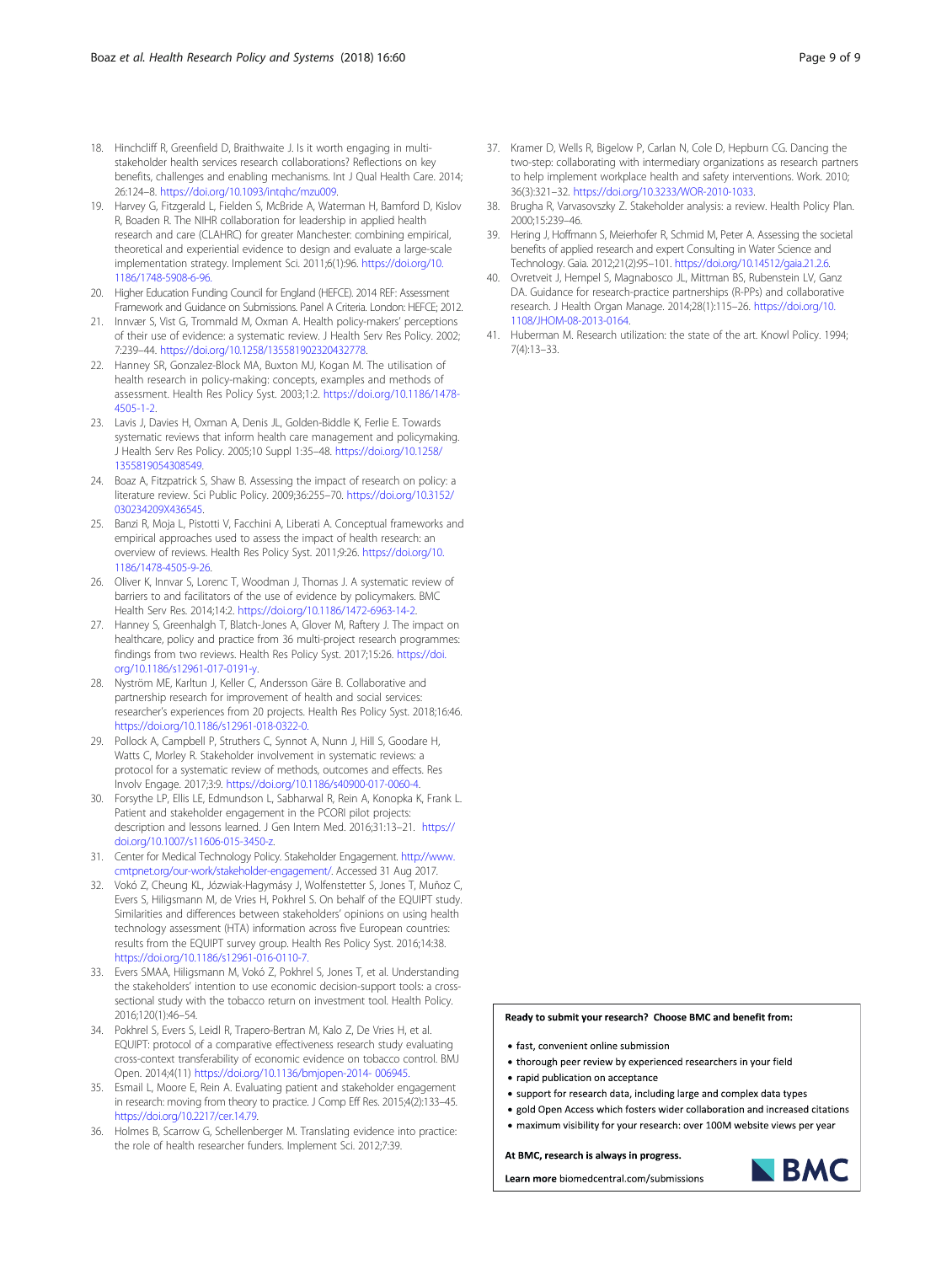18. Hinchcliff R, Greenfield D, Braithwaite J. Is it worth engaging in multi-stakeholder health services research collaborations? Reflections on key benefits, challenges and enabling mechanisms. Int J Qual Health Care. 2014; 26:124–8. https://doi.org/10.1093/intqhc/mzu009.
19. Harvey G, Fitzgerald L, Fielden S, McBride A, Waterman H, Bamford D, Kislov R, Boaden R. The NIHR collaboration for leadership in applied health research and care (CLAHRC) for greater Manchester: combining empirical, theoretical and experiential evidence to design and evaluate a large-scale implementation strategy. Implement Sci. 2011;6(1):96. https://doi.org/10.1186/1748-5908-6-96.
20. Higher Education Funding Council for England (HEFCE). 2014 REF: Assessment Framework and Guidance on Submissions. Panel A Criteria. London: HEFCE; 2012.
21. Innvær S, Vist G, Trommald M, Oxman A. Health policy-makers' perceptions of their use of evidence: a systematic review. J Health Serv Res Policy. 2002; 7:239–44. https://doi.org/10.1258/135581902320432778.
22. Hanney SR, Gonzalez-Block MA, Buxton MJ, Kogan M. The utilisation of health research in policy-making: concepts, examples and methods of assessment. Health Res Policy Syst. 2003;1:2. https://doi.org/10.1186/1478-4505-1-2.
23. Lavis J, Davies H, Oxman A, Denis JL, Golden-Biddle K, Ferlie E. Towards systematic reviews that inform health care management and policymaking. J Health Serv Res Policy. 2005;10 Suppl 1:35–48. https://doi.org/10.1258/1355819054308549.
24. Boaz A, Fitzpatrick S, Shaw B. Assessing the impact of research on policy: a literature review. Sci Public Policy. 2009;36:255–70. https://doi.org/10.3152/030234209X436545.
25. Banzi R, Moja L, Pistotti V, Facchini A, Liberati A. Conceptual frameworks and empirical approaches used to assess the impact of health research: an overview of reviews. Health Res Policy Syst. 2011;9:26. https://doi.org/10.1186/1478-4505-9-26.
26. Oliver K, Innvar S, Lorenc T, Woodman J, Thomas J. A systematic review of barriers to and facilitators of the use of evidence by policymakers. BMC Health Serv Res. 2014;14:2. https://doi.org/10.1186/1472-6963-14-2.
27. Hanney S, Greenhalgh T, Blatch-Jones A, Glover M, Raftery J. The impact on healthcare, policy and practice from 36 multi-project research programmes: findings from two reviews. Health Res Policy Syst. 2017;15:26. https://doi.org/10.1186/s12961-017-0191-y.
28. Nyström ME, Karltun J, Keller C, Andersson Gäre B. Collaborative and partnership research for improvement of health and social services: researcher's experiences from 20 projects. Health Res Policy Syst. 2018;16:46. https://doi.org/10.1186/s12961-018-0322-0.
29. Pollock A, Campbell P, Struthers C, Synnot A, Nunn J, Hill S, Goodare H, Watts C, Morley R. Stakeholder involvement in systematic reviews: a protocol for a systematic review of methods, outcomes and effects. Res Involv Engage. 2017;3:9. https://doi.org/10.1186/s40900-017-0060-4.
30. Forsythe LP, Ellis LE, Edmundson L, Sabharwal R, Rein A, Konopka K, Frank L. Patient and stakeholder engagement in the PCORI pilot projects: description and lessons learned. J Gen Intern Med. 2016;31:13–21. https://doi.org/10.1007/s11606-015-3450-z.
31. Center for Medical Technology Policy. Stakeholder Engagement. http://www.cmtpnet.org/our-work/stakeholder-engagement/. Accessed 31 Aug 2017.
32. Vokó Z, Cheung KL, Józwiak-Hagymásy J, Wolfenstetter S, Jones T, Muñoz C, Evers S, Hiligsmann M, de Vries H, Pokhrel S. On behalf of the EQUIPT study. Similarities and differences between stakeholders' opinions on using health technology assessment (HTA) information across five European countries: results from the EQUIPT survey group. Health Res Policy Syst. 2016;14:38. https://doi.org/10.1186/s12961-016-0110-7.
33. Evers SMAA, Hiligsmann M, Vokó Z, Pokhrel S, Jones T, et al. Understanding the stakeholders' intention to use economic decision-support tools: a cross-sectional study with the tobacco return on investment tool. Health Policy. 2016;120(1):46–54.
34. Pokhrel S, Evers S, Leidl R, Trapero-Bertran M, Kalo Z, De Vries H, et al. EQUIPT: protocol of a comparative effectiveness research study evaluating cross-context transferability of economic evidence on tobacco control. BMJ Open. 2014;4(11) https://doi.org/10.1136/bmjopen-2014- 006945.
35. Esmail L, Moore E, Rein A. Evaluating patient and stakeholder engagement in research: moving from theory to practice. J Comp Eff Res. 2015;4(2):133–45. https://doi.org/10.2217/cer.14.79.
36. Holmes B, Scarrow G, Schellenberger M. Translating evidence into practice: the role of health researcher funders. Implement Sci. 2012;7:39.
37. Kramer D, Wells R, Bigelow P, Carlan N, Cole D, Hepburn CG. Dancing the two-step: collaborating with intermediary organizations as research partners to help implement workplace health and safety interventions. Work. 2010; 36(3):321–32. https://doi.org/10.3233/WOR-2010-1033.
38. Brugha R, Varvasovszky Z. Stakeholder analysis: a review. Health Policy Plan. 2000;15:239–46.
39. Hering J, Hoffmann S, Meierhofer R, Schmid M, Peter A. Assessing the societal benefits of applied research and expert Consulting in Water Science and Technology. Gaia. 2012;21(2):95–101. https://doi.org/10.14512/gaia.21.2.6.
40. Ovretveit J, Hempel S, Magnabosco JL, Mittman BS, Rubenstein LV, Ganz DA. Guidance for research-practice partnerships (R-PPs) and collaborative research. J Health Organ Manage. 2014;28(1):115–26. https://doi.org/10.1108/JHOM-08-2013-0164.
41. Huberman M. Research utilization: the state of the art. Knowl Policy. 1994; 7(4):13–33.

**Ready to submit your research? Choose BMC and benefit from:**

- fast, convenient online submission
- thorough peer review by experienced researchers in your field
- rapid publication on acceptance
- support for research data, including large and complex data types
- gold Open Access which fosters wider collaboration and increased citations
- maximum visibility for your research: over 100M website views per year

**At BMC, research is always in progress.**

**Learn more** biomedcentral.com/submissions

BMC